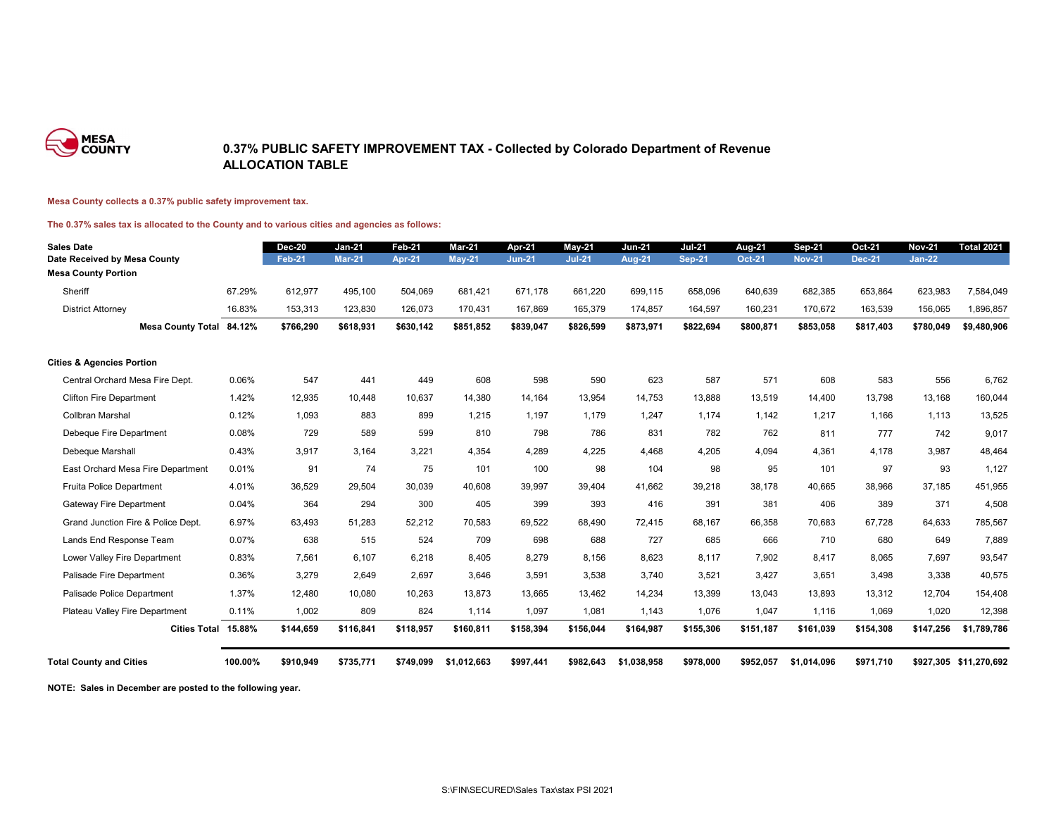MESA COUNTY

# 0.37% PUBLIC SAFETY IMPROVEMENT TAX - Collected by Colorado Department of Revenue
## ALLOCATION TABLE

**Mesa County collects a 0.37% public safety improvement tax.**

**The 0.37% sales tax is allocated to the County and to various cities and agencies as follows:**

| Sales Date | | Dec-20 | Jan-21 | Feb-21 | Mar-21 | Apr-21 | May-21 | Jun-21 | Jul-21 | Aug-21 | Sep-21 | Oct-21 | Nov-21 | Total 2021 |
|---|---|---|---|---|---|---|---|---|---|---|---|---|---|---|
| **Date Received by Mesa County** | | Feb-21 | Mar-21 | Apr-21 | May-21 | Jun-21 | Jul-21 | Aug-21 | Sep-21 | Oct-21 | Nov-21 | Dec-21 | Jan-22 | |
| **Mesa County Portion** | | | | | | | | | | | | | | |
| Sheriff | 67.29% | 612,977 | 495,100 | 504,069 | 681,421 | 671,178 | 661,220 | 699,115 | 658,096 | 640,639 | 682,385 | 653,864 | 623,983 | 7,584,049 |
| District Attorney | 16.83% | 153,313 | 123,830 | 126,073 | 170,431 | 167,869 | 165,379 | 174,857 | 164,597 | 160,231 | 170,672 | 163,539 | 156,065 | 1,896,857 |
| **Mesa County Total** | **84.12%** | **$766,290** | **$618,931** | **$630,142** | **$851,852** | **$839,047** | **$826,599** | **$873,971** | **$822,694** | **$800,871** | **$853,058** | **$817,403** | **$780,049** | **$9,480,906** |
| **Cities & Agencies Portion** | | | | | | | | | | | | | | |
| Central Orchard Mesa Fire Dept. | 0.06% | 547 | 441 | 449 | 608 | 598 | 590 | 623 | 587 | 571 | 608 | 583 | 556 | 6,762 |
| Clifton Fire Department | 1.42% | 12,935 | 10,448 | 10,637 | 14,380 | 14,164 | 13,954 | 14,753 | 13,888 | 13,519 | 14,400 | 13,798 | 13,168 | 160,044 |
| Collbran Marshal | 0.12% | 1,093 | 883 | 899 | 1,215 | 1,197 | 1,179 | 1,247 | 1,174 | 1,142 | 1,217 | 1,166 | 1,113 | 13,525 |
| Debeque Fire Department | 0.08% | 729 | 589 | 599 | 810 | 798 | 786 | 831 | 782 | 762 | 811 | 777 | 742 | 9,017 |
| Debeque Marshall | 0.43% | 3,917 | 3,164 | 3,221 | 4,354 | 4,289 | 4,225 | 4,468 | 4,205 | 4,094 | 4,361 | 4,178 | 3,987 | 48,464 |
| East Orchard Mesa Fire Department | 0.01% | 91 | 74 | 75 | 101 | 100 | 98 | 104 | 98 | 95 | 101 | 97 | 93 | 1,127 |
| Fruita Police Department | 4.01% | 36,529 | 29,504 | 30,039 | 40,608 | 39,997 | 39,404 | 41,662 | 39,218 | 38,178 | 40,665 | 38,966 | 37,185 | 451,955 |
| Gateway Fire Department | 0.04% | 364 | 294 | 300 | 405 | 399 | 393 | 416 | 391 | 381 | 406 | 389 | 371 | 4,508 |
| Grand Junction Fire & Police Dept. | 6.97% | 63,493 | 51,283 | 52,212 | 70,583 | 69,522 | 68,490 | 72,415 | 68,167 | 66,358 | 70,683 | 67,728 | 64,633 | 785,567 |
| Lands End Response Team | 0.07% | 638 | 515 | 524 | 709 | 698 | 688 | 727 | 685 | 666 | 710 | 680 | 649 | 7,889 |
| Lower Valley Fire Department | 0.83% | 7,561 | 6,107 | 6,218 | 8,405 | 8,279 | 8,156 | 8,623 | 8,117 | 7,902 | 8,417 | 8,065 | 7,697 | 93,547 |
| Palisade Fire Department | 0.36% | 3,279 | 2,649 | 2,697 | 3,646 | 3,591 | 3,538 | 3,740 | 3,521 | 3,427 | 3,651 | 3,498 | 3,338 | 40,575 |
| Palisade Police Department | 1.37% | 12,480 | 10,080 | 10,263 | 13,873 | 13,665 | 13,462 | 14,234 | 13,399 | 13,043 | 13,893 | 13,312 | 12,704 | 154,408 |
| Plateau Valley Fire Department | 0.11% | 1,002 | 809 | 824 | 1,114 | 1,097 | 1,081 | 1,143 | 1,076 | 1,047 | 1,116 | 1,069 | 1,020 | 12,398 |
| **Cities Total** | **15.88%** | **$144,659** | **$116,841** | **$118,957** | **$160,811** | **$158,394** | **$156,044** | **$164,987** | **$155,306** | **$151,187** | **$161,039** | **$154,308** | **$147,256** | **$1,789,786** |
| **Total County and Cities** | **100.00%** | **$910,949** | **$735,771** | **$749,099** | **$1,012,663** | **$997,441** | **$982,643** | **$1,038,958** | **$978,000** | **$952,057** | **$1,014,096** | **$971,710** | **$927,305** | **$11,270,692** |

**NOTE: Sales in December are posted to the following year.**

S:\FIN\SECURED\Sales Tax\stax PSI 2021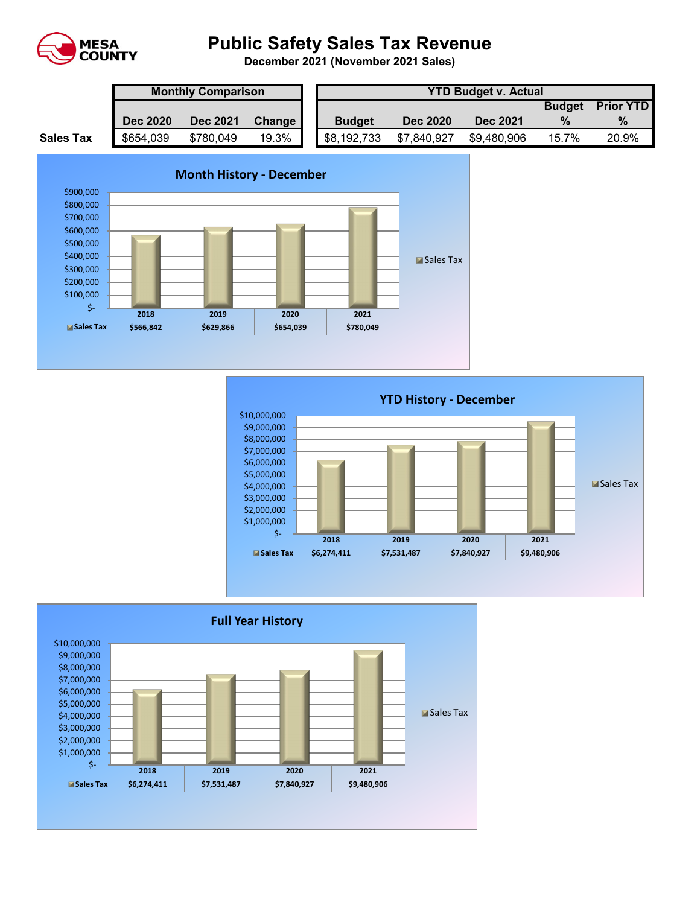# Public Safety Sales Tax Revenue

**December 2021 (November 2021 Sales)**

MESA COUNTY

| | Monthly Comparison | | | YTD Budget v. Actual | | | | |
|---|---|---|---|---|---|---|---|---|
| | Dec 2020 | Dec 2021 | Change | Budget | Dec 2020 | Dec 2021 | Budget % | Prior YTD % |
| **Sales Tax** | $654,039 | $780,049 | 19.3% | $8,192,733 | $7,840,927 | $9,480,906 | 15.7% | 20.9% |

## Month History - December

| | 2018 | 2019 | 2020 | 2021 |
|---|---|---|---|---|
| Sales Tax | $566,842 | $629,866 | $654,039 | $780,049 |

## YTD History - December

| | 2018 | 2019 | 2020 | 2021 |
|---|---|---|---|---|
| Sales Tax | $6,274,411 | $7,531,487 | $7,840,927 | $9,480,906 |

## Full Year History

| | 2018 | 2019 | 2020 | 2021 |
|---|---|---|---|---|
| Sales Tax | $6,274,411 | $7,531,487 | $7,840,927 | $9,480,906 |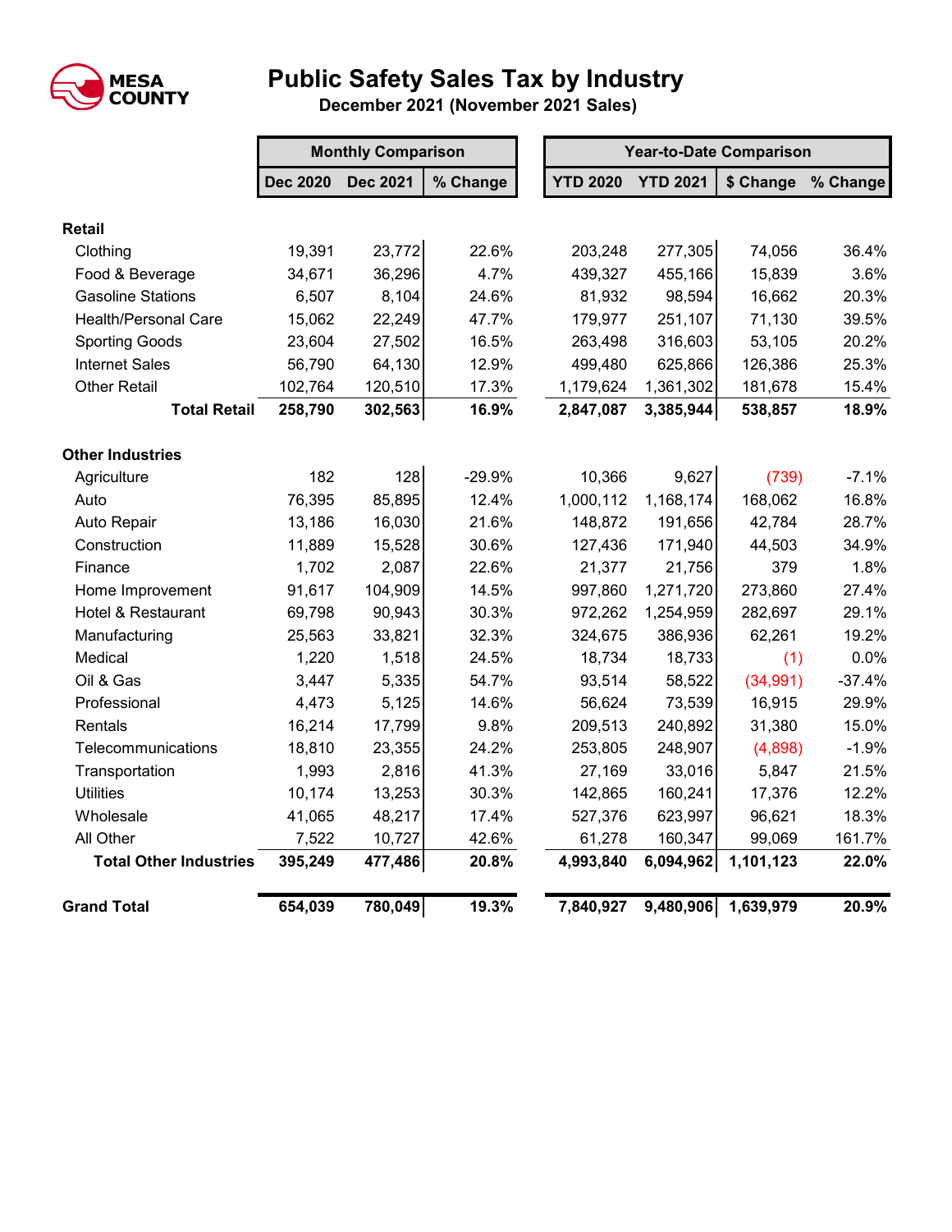MESA COUNTY

# Public Safety Sales Tax by Industry

**December 2021 (November 2021 Sales)**

| | Monthly Comparison | | | Year-to-Date Comparison | | | |
|---|---|---|---|---|---|---|---|
| | Dec 2020 | Dec 2021 | % Change | YTD 2020 | YTD 2021 | $ Change | % Change |
| **Retail** | | | | | | | |
| Clothing | 19,391 | 23,772 | 22.6% | 203,248 | 277,305 | 74,056 | 36.4% |
| Food & Beverage | 34,671 | 36,296 | 4.7% | 439,327 | 455,166 | 15,839 | 3.6% |
| Gasoline Stations | 6,507 | 8,104 | 24.6% | 81,932 | 98,594 | 16,662 | 20.3% |
| Health/Personal Care | 15,062 | 22,249 | 47.7% | 179,977 | 251,107 | 71,130 | 39.5% |
| Sporting Goods | 23,604 | 27,502 | 16.5% | 263,498 | 316,603 | 53,105 | 20.2% |
| Internet Sales | 56,790 | 64,130 | 12.9% | 499,480 | 625,866 | 126,386 | 25.3% |
| Other Retail | 102,764 | 120,510 | 17.3% | 1,179,624 | 1,361,302 | 181,678 | 15.4% |
| **Total Retail** | **258,790** | **302,563** | **16.9%** | **2,847,087** | **3,385,944** | **538,857** | **18.9%** |
| **Other Industries** | | | | | | | |
| Agriculture | 182 | 128 | -29.9% | 10,366 | 9,627 | (739) | -7.1% |
| Auto | 76,395 | 85,895 | 12.4% | 1,000,112 | 1,168,174 | 168,062 | 16.8% |
| Auto Repair | 13,186 | 16,030 | 21.6% | 148,872 | 191,656 | 42,784 | 28.7% |
| Construction | 11,889 | 15,528 | 30.6% | 127,436 | 171,940 | 44,503 | 34.9% |
| Finance | 1,702 | 2,087 | 22.6% | 21,377 | 21,756 | 379 | 1.8% |
| Home Improvement | 91,617 | 104,909 | 14.5% | 997,860 | 1,271,720 | 273,860 | 27.4% |
| Hotel & Restaurant | 69,798 | 90,943 | 30.3% | 972,262 | 1,254,959 | 282,697 | 29.1% |
| Manufacturing | 25,563 | 33,821 | 32.3% | 324,675 | 386,936 | 62,261 | 19.2% |
| Medical | 1,220 | 1,518 | 24.5% | 18,734 | 18,733 | (1) | 0.0% |
| Oil & Gas | 3,447 | 5,335 | 54.7% | 93,514 | 58,522 | (34,991) | -37.4% |
| Professional | 4,473 | 5,125 | 14.6% | 56,624 | 73,539 | 16,915 | 29.9% |
| Rentals | 16,214 | 17,799 | 9.8% | 209,513 | 240,892 | 31,380 | 15.0% |
| Telecommunications | 18,810 | 23,355 | 24.2% | 253,805 | 248,907 | (4,898) | -1.9% |
| Transportation | 1,993 | 2,816 | 41.3% | 27,169 | 33,016 | 5,847 | 21.5% |
| Utilities | 10,174 | 13,253 | 30.3% | 142,865 | 160,241 | 17,376 | 12.2% |
| Wholesale | 41,065 | 48,217 | 17.4% | 527,376 | 623,997 | 96,621 | 18.3% |
| All Other | 7,522 | 10,727 | 42.6% | 61,278 | 160,347 | 99,069 | 161.7% |
| **Total Other Industries** | **395,249** | **477,486** | **20.8%** | **4,993,840** | **6,094,962** | **1,101,123** | **22.0%** |
| **Grand Total** | **654,039** | **780,049** | **19.3%** | **7,840,927** | **9,480,906** | **1,639,979** | **20.9%** |